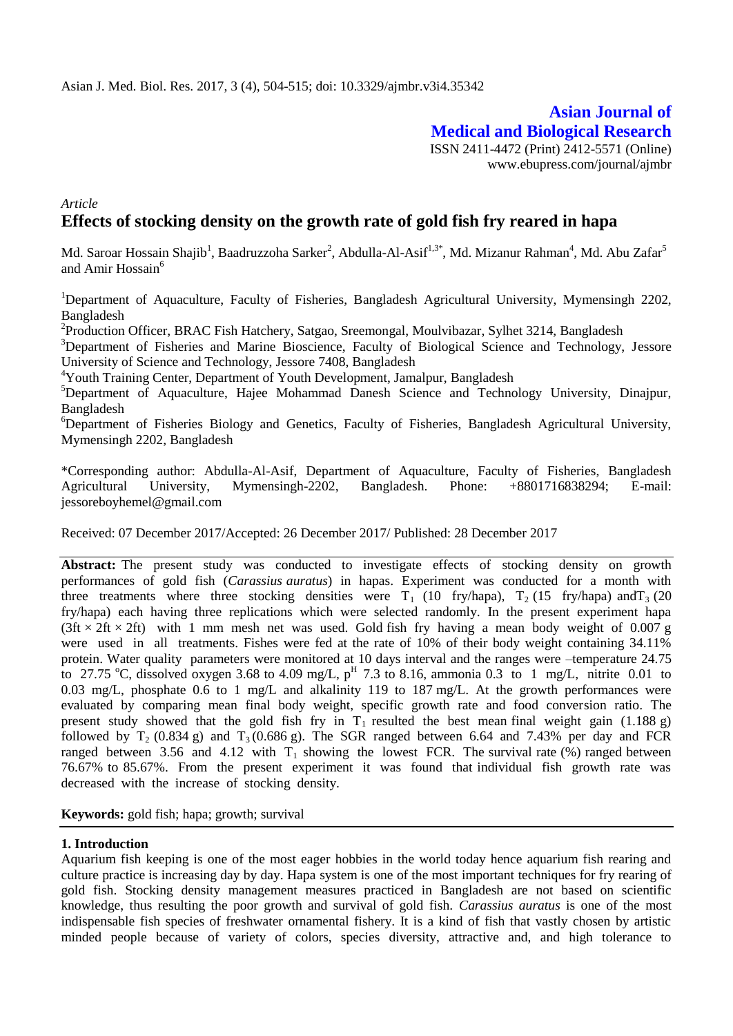Asian J. Med. Biol. Res. 2017, 3 (4), 504-515; doi: 10.3329/ajmbr.v3i4.35342

**Asian Journal of Medical and Biological Research**

ISSN 2411-4472 (Print) 2412-5571 (Online)
www.ebupress.com/journal/ajmbr

*Article*

# Effects of stocking density on the growth rate of gold fish fry reared in hapa

Md. Saroar Hossain Shajib[1], Baadruzzoha Sarker[2], Abdulla-Al-Asif[1,3*], Md. Mizanur Rahman[4], Md. Abu Zafar[5] and Amir Hossain[6]

[1]Department of Aquaculture, Faculty of Fisheries, Bangladesh Agricultural University, Mymensingh 2202, Bangladesh

[2]Production Officer, BRAC Fish Hatchery, Satgao, Sreemongal, Moulvibazar, Sylhet 3214, Bangladesh

[3]Department of Fisheries and Marine Bioscience, Faculty of Biological Science and Technology, Jessore University of Science and Technology, Jessore 7408, Bangladesh

[4]Youth Training Center, Department of Youth Development, Jamalpur, Bangladesh

[5]Department of Aquaculture, Hajee Mohammad Danesh Science and Technology University, Dinajpur, Bangladesh

[6]Department of Fisheries Biology and Genetics, Faculty of Fisheries, Bangladesh Agricultural University, Mymensingh 2202, Bangladesh

\*Corresponding author: Abdulla-Al-Asif, Department of Aquaculture, Faculty of Fisheries, Bangladesh Agricultural University, Mymensingh-2202, Bangladesh. Phone: +8801716838294; E-mail: jessoreboyhemel@gmail.com

Received: 07 December 2017/Accepted: 26 December 2017/ Published: 28 December 2017

**Abstract:** The present study was conducted to investigate effects of stocking density on growth performances of gold fish (*Carassius auratus*) in hapas. Experiment was conducted for a month with three treatments where three stocking densities were $T_1$ (10 fry/hapa), $T_2$ (15 fry/hapa) and$T_3$ (20 fry/hapa) each having three replications which were selected randomly. In the present experiment hapa ($3ft \times 2ft \times 2ft$) with 1 mm mesh net was used. Gold fish fry having a mean body weight of 0.007 g were used in all treatments. Fishes were fed at the rate of 10% of their body weight containing 34.11% protein. Water quality parameters were monitored at 10 days interval and the ranges were –temperature 24.75 to 27.75 °C, dissolved oxygen 3.68 to 4.09 mg/L, $p^H$ 7.3 to 8.16, ammonia 0.3 to 1 mg/L, nitrite 0.01 to 0.03 mg/L, phosphate 0.6 to 1 mg/L and alkalinity 119 to 187 mg/L. At the growth performances were evaluated by comparing mean final body weight, specific growth rate and food conversion ratio. The present study showed that the gold fish fry in $T_1$ resulted the best mean final weight gain (1.188 g) followed by $T_2$ (0.834 g) and $T_3$ (0.686 g). The SGR ranged between 6.64 and 7.43% per day and FCR ranged between 3.56 and 4.12 with $T_1$ showing the lowest FCR. The survival rate (%) ranged between 76.67% to 85.67%. From the present experiment it was found that individual fish growth rate was decreased with the increase of stocking density.

**Keywords:** gold fish; hapa; growth; survival

## 1. Introduction

Aquarium fish keeping is one of the most eager hobbies in the world today hence aquarium fish rearing and culture practice is increasing day by day. Hapa system is one of the most important techniques for fry rearing of gold fish. Stocking density management measures practiced in Bangladesh are not based on scientific knowledge, thus resulting the poor growth and survival of gold fish. *Carassius auratus* is one of the most indispensable fish species of freshwater ornamental fishery. It is a kind of fish that vastly chosen by artistic minded people because of variety of colors, species diversity, attractive and, and high tolerance to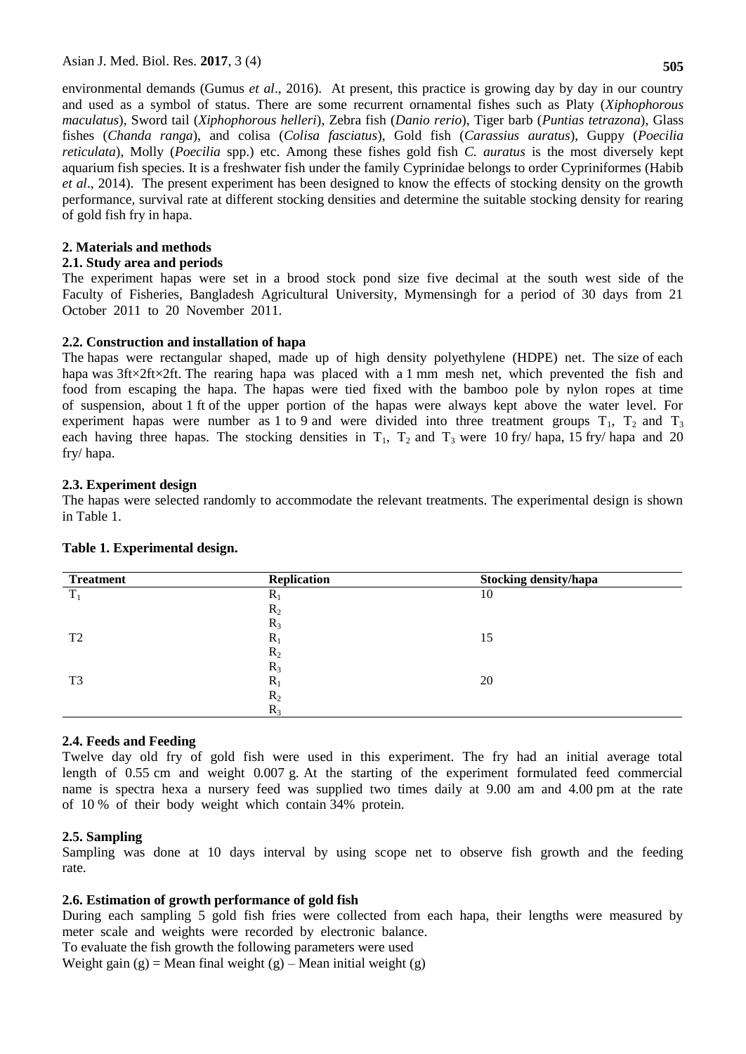environmental demands (Gumus *et al*., 2016). At present, this practice is growing day by day in our country and used as a symbol of status. There are some recurrent ornamental fishes such as Platy (*Xiphophorous maculatus*), Sword tail (*Xiphophorous helleri*), Zebra fish (*Danio rerio*), Tiger barb (*Puntias tetrazona*), Glass fishes (*Chanda ranga*), and colisa (*Colisa fasciatus*), Gold fish (*Carassius auratus*), Guppy (*Poecilia reticulata*), Molly (*Poecilia* spp.) etc. Among these fishes gold fish *C. auratus* is the most diversely kept aquarium fish species. It is a freshwater fish under the family Cyprinidae belongs to order Cypriniformes (Habib *et al*., 2014). The present experiment has been designed to know the effects of stocking density on the growth performance, survival rate at different stocking densities and determine the suitable stocking density for rearing of gold fish fry in hapa.

## 2. Materials and methods

### 2.1. Study area and periods

The experiment hapas were set in a brood stock pond size five decimal at the south west side of the Faculty of Fisheries, Bangladesh Agricultural University, Mymensingh for a period of 30 days from 21 October 2011 to 20 November 2011.

### 2.2. Construction and installation of hapa

The hapas were rectangular shaped, made up of high density polyethylene (HDPE) net. The size of each hapa was 3ft×2ft×2ft. The rearing hapa was placed with a 1 mm mesh net, which prevented the fish and food from escaping the hapa. The hapas were tied fixed with the bamboo pole by nylon ropes at time of suspension, about 1 ft of the upper portion of the hapas were always kept above the water level. For experiment hapas were number as 1 to 9 and were divided into three treatment groups $T_1$, $T_2$ and $T_3$ each having three hapas. The stocking densities in $T_1$, $T_2$ and $T_3$ were 10 fry/ hapa, 15 fry/ hapa and 20 fry/ hapa.

### 2.3. Experiment design

The hapas were selected randomly to accommodate the relevant treatments. The experimental design is shown in Table 1.

**Table 1. Experimental design.**

| Treatment | Replication | Stocking density/hapa |
|---|---|---|
| $T_1$ | $R_1$ | 10 |
| | $R_2$ | |
| | $R_3$ | |
| T2 | $R_1$ | 15 |
| | $R_2$ | |
| | $R_3$ | |
| T3 | $R_1$ | 20 |
| | $R_2$ | |
| | $R_3$ | |

### 2.4. Feeds and Feeding

Twelve day old fry of gold fish were used in this experiment. The fry had an initial average total length of 0.55 cm and weight 0.007 g. At the starting of the experiment formulated feed commercial name is spectra hexa a nursery feed was supplied two times daily at 9.00 am and 4.00 pm at the rate of 10 % of their body weight which contain 34% protein.

### 2.5. Sampling

Sampling was done at 10 days interval by using scope net to observe fish growth and the feeding rate.

### 2.6. Estimation of growth performance of gold fish

During each sampling 5 gold fish fries were collected from each hapa, their lengths were measured by meter scale and weights were recorded by electronic balance.

To evaluate the fish growth the following parameters were used

Weight gain (g) = Mean final weight (g) – Mean initial weight (g)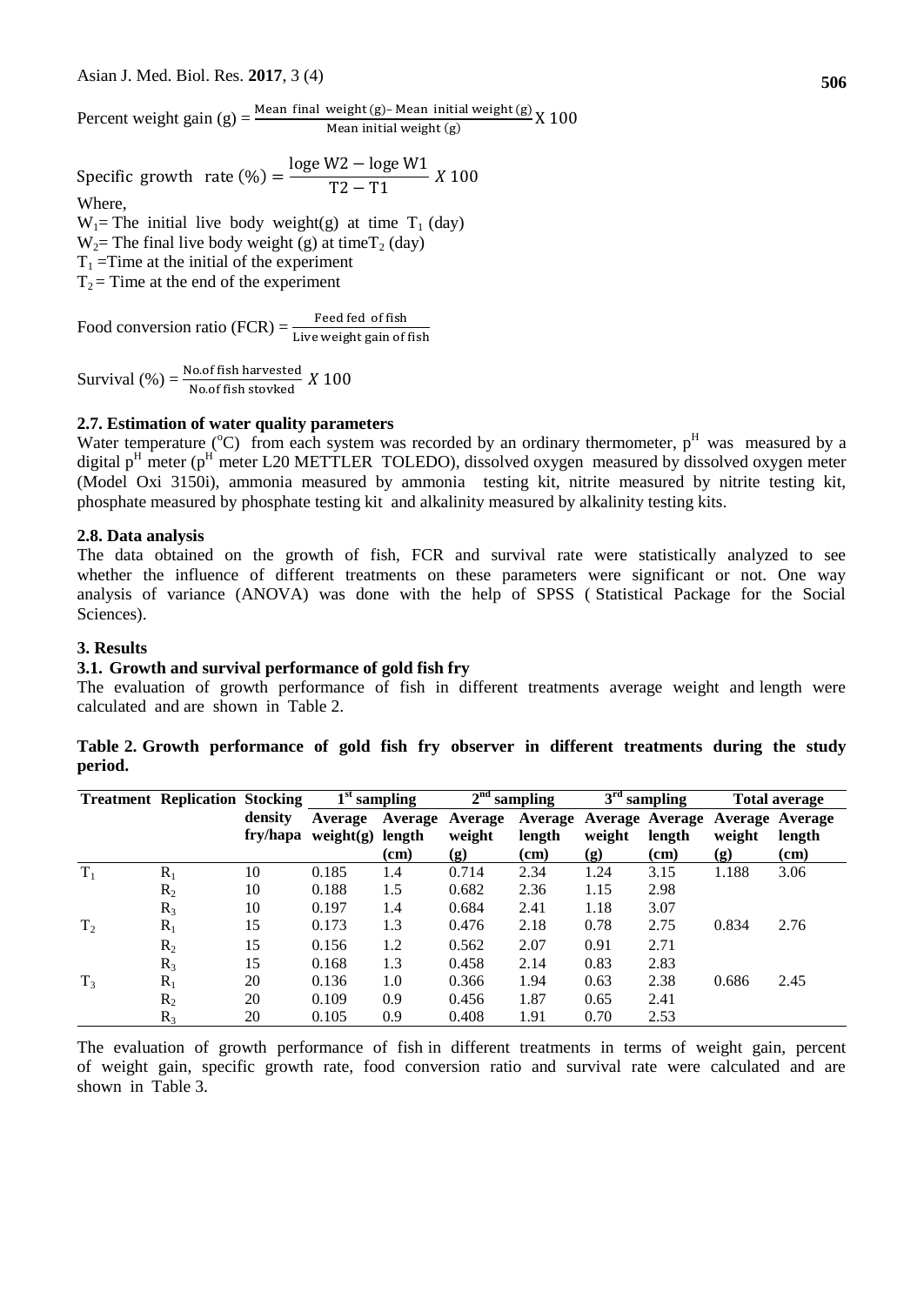$$\text{Percent weight gain (g)} = \frac{\text{Mean final weight (g)} - \text{Mean initial weight (g)}}{\text{Mean initial weight (g)}} \times 100$$

$$\text{Specific growth rate (\%)} = \frac{\text{loge W2} - \text{loge W1}}{\text{T2} - \text{T1}} \times 100$$

Where,

$W_1$= The initial live body weight(g) at time $T_1$ (day)

$W_2$= The final live body weight (g) at time $T_2$ (day)

$T_1$ =Time at the initial of the experiment

$T_2$ = Time at the end of the experiment

$$\text{Food conversion ratio (FCR)} = \frac{\text{Feed fed of fish}}{\text{Live weight gain of fish}}$$

$$\text{Survival (\%)} = \frac{\text{No.of fish harvested}}{\text{No.of fish stovked}} \times 100$$

### 2.7. Estimation of water quality parameters

Water temperature (°C) from each system was recorded by an ordinary thermometer, $p^H$ was measured by a digital $p^H$ meter ($p^H$ meter L20 METTLER TOLEDO), dissolved oxygen measured by dissolved oxygen meter (Model Oxi 3150i), ammonia measured by ammonia testing kit, nitrite measured by nitrite testing kit, phosphate measured by phosphate testing kit and alkalinity measured by alkalinity testing kits.

### 2.8. Data analysis

The data obtained on the growth of fish, FCR and survival rate were statistically analyzed to see whether the influence of different treatments on these parameters were significant or not. One way analysis of variance (ANOVA) was done with the help of SPSS ( Statistical Package for the Social Sciences).

## 3. Results

### 3.1. Growth and survival performance of gold fish fry

The evaluation of growth performance of fish in different treatments average weight and length were calculated and are shown in Table 2.

**Table 2. Growth performance of gold fish fry observer in different treatments during the study period.**

| Treatment | Replication | Stocking density fry/hapa | 1st sampling | | 2nd sampling | | 3rd sampling | | Total average | |
|---|---|---|---|---|---|---|---|---|---|---|
| | | | Average weight(g) | Average length (cm) | Average weight (g) | Average length (cm) | Average weight (g) | Average length (cm) | Average weight (g) | Average length (cm) |
| $T_1$ | $R_1$ | 10 | 0.185 | 1.4 | 0.714 | 2.34 | 1.24 | 3.15 | 1.188 | 3.06 |
| | $R_2$ | 10 | 0.188 | 1.5 | 0.682 | 2.36 | 1.15 | 2.98 | | |
| | $R_3$ | 10 | 0.197 | 1.4 | 0.684 | 2.41 | 1.18 | 3.07 | | |
| $T_2$ | $R_1$ | 15 | 0.173 | 1.3 | 0.476 | 2.18 | 0.78 | 2.75 | 0.834 | 2.76 |
| | $R_2$ | 15 | 0.156 | 1.2 | 0.562 | 2.07 | 0.91 | 2.71 | | |
| | $R_3$ | 15 | 0.168 | 1.3 | 0.458 | 2.14 | 0.83 | 2.83 | | |
| $T_3$ | $R_1$ | 20 | 0.136 | 1.0 | 0.366 | 1.94 | 0.63 | 2.38 | 0.686 | 2.45 |
| | $R_2$ | 20 | 0.109 | 0.9 | 0.456 | 1.87 | 0.65 | 2.41 | | |
| | $R_3$ | 20 | 0.105 | 0.9 | 0.408 | 1.91 | 0.70 | 2.53 | | |

The evaluation of growth performance of fish in different treatments in terms of weight gain, percent of weight gain, specific growth rate, food conversion ratio and survival rate were calculated and are shown in Table 3.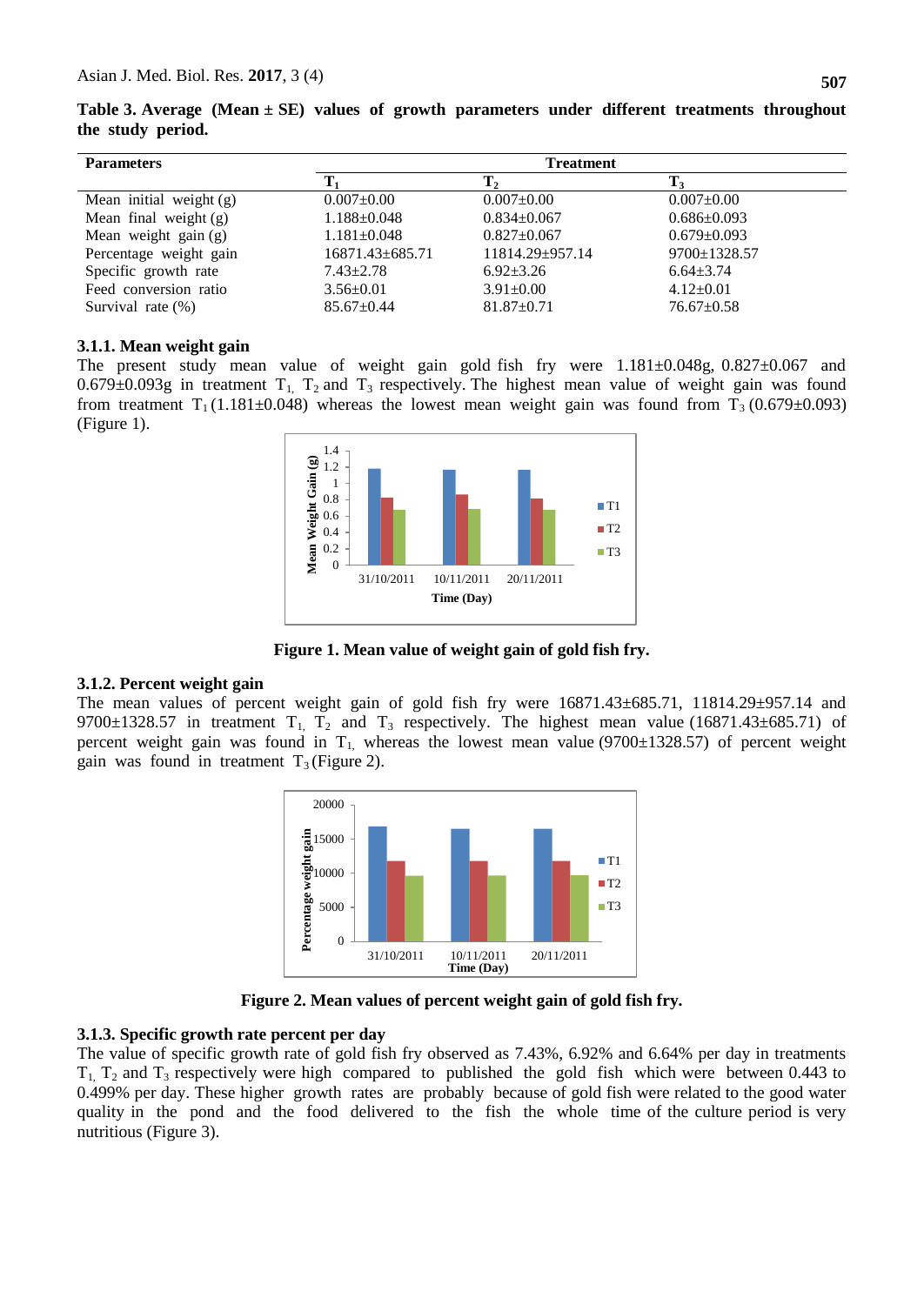**Table 3. Average (Mean ± SE) values of growth parameters under different treatments throughout the study period.**

| Parameters | Treatment | | |
|---|---|---|---|
| | $T_1$ | $T_2$ | $T_3$ |
| Mean initial weight (g) | 0.007±0.00 | 0.007±0.00 | 0.007±0.00 |
| Mean final weight (g) | 1.188±0.048 | 0.834±0.067 | 0.686±0.093 |
| Mean weight gain (g) | 1.181±0.048 | 0.827±0.067 | 0.679±0.093 |
| Percentage weight gain | 16871.43±685.71 | 11814.29±957.14 | 9700±1328.57 |
| Specific growth rate | 7.43±2.78 | 6.92±3.26 | 6.64±3.74 |
| Feed conversion ratio | 3.56±0.01 | 3.91±0.00 | 4.12±0.01 |
| Survival rate (%) | 85.67±0.44 | 81.87±0.71 | 76.67±0.58 |

### 3.1.1. Mean weight gain

The present study mean value of weight gain gold fish fry were 1.181±0.048g, 0.827±0.067 and 0.679±0.093g in treatment $T_1$, $T_2$ and $T_3$ respectively. The highest mean value of weight gain was found from treatment $T_1$ (1.181±0.048) whereas the lowest mean weight gain was found from $T_3$ (0.679±0.093) (Figure 1).

Mean Weight Gain (g)
1.4
1.2
1
0.8
0.6
0.4
0.2
0
31/10/2011
10/11/2011
20/11/2011
Time (Day)
T1
T2
T3

**Figure 1. Mean value of weight gain of gold fish fry.**

### 3.1.2. Percent weight gain

The mean values of percent weight gain of gold fish fry were 16871.43±685.71, 11814.29±957.14 and 9700±1328.57 in treatment $T_1$, $T_2$ and $T_3$ respectively. The highest mean value (16871.43±685.71) of percent weight gain was found in $T_1$, whereas the lowest mean value (9700±1328.57) of percent weight gain was found in treatment $T_3$ (Figure 2).

Percentage weight gain
20000
15000
10000
5000
0
31/10/2011
10/11/2011
20/11/2011
Time (Day)
T1
T2
T3

**Figure 2. Mean values of percent weight gain of gold fish fry.**

### 3.1.3. Specific growth rate percent per day

The value of specific growth rate of gold fish fry observed as 7.43%, 6.92% and 6.64% per day in treatments $T_1$, $T_2$ and $T_3$ respectively were high compared to published the gold fish which were between 0.443 to 0.499% per day. These higher growth rates are probably because of gold fish were related to the good water quality in the pond and the food delivered to the fish the whole time of the culture period is very nutritious (Figure 3).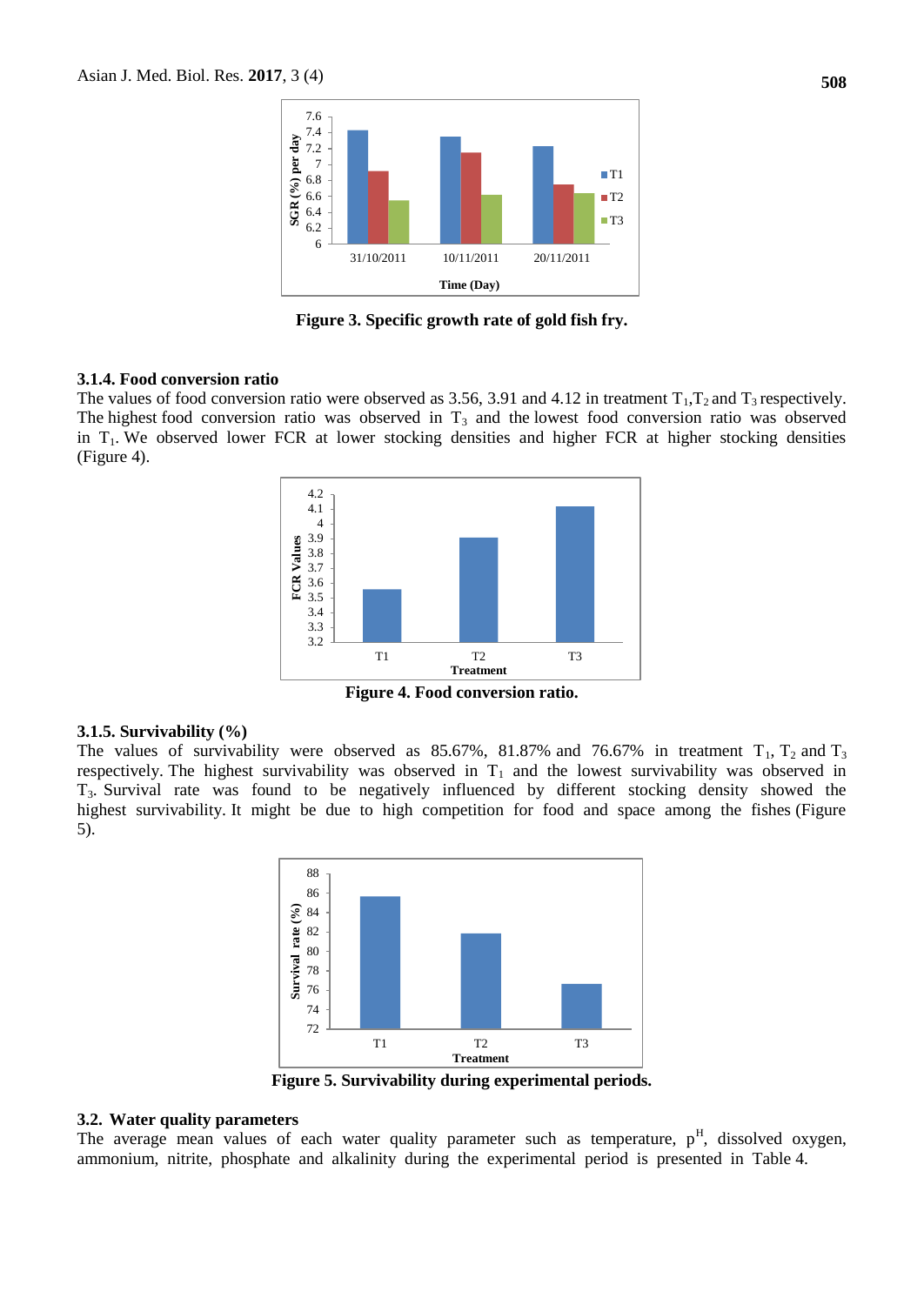7.6
7.4
7.2
7
6.8
6.6
6.4
6.2
6

SGR (%) per day

31/10/2011
10/11/2011
20/11/2011

Time (Day)

T1
T2
T3

**Figure 3. Specific growth rate of gold fish fry.**

### 3.1.4. Food conversion ratio

The values of food conversion ratio were observed as 3.56, 3.91 and 4.12 in treatment $T_1$,$T_2$ and $T_3$ respectively. The highest food conversion ratio was observed in $T_3$ and the lowest food conversion ratio was observed in $T_1$. We observed lower FCR at lower stocking densities and higher FCR at higher stocking densities (Figure 4).

4.2
4.1
4
3.9
3.8
3.7
3.6
3.5
3.4
3.3
3.2

FCR Values

T1
T2
T3

Treatment

**Figure 4. Food conversion ratio.**

### 3.1.5. Survivability (%)

The values of survivability were observed as 85.67%, 81.87% and 76.67% in treatment $T_1$, $T_2$ and $T_3$ respectively. The highest survivability was observed in $T_1$ and the lowest survivability was observed in $T_3$. Survival rate was found to be negatively influenced by different stocking density showed the highest survivability. It might be due to high competition for food and space among the fishes (Figure 5).

88
86
84
82
80
78
76
74
72

Survival rate (%)

T1
T2
T3

Treatment

**Figure 5. Survivability during experimental periods.**

## 3.2. Water quality parameters

The average mean values of each water quality parameter such as temperature, $p^H$, dissolved oxygen, ammonium, nitrite, phosphate and alkalinity during the experimental period is presented in Table 4.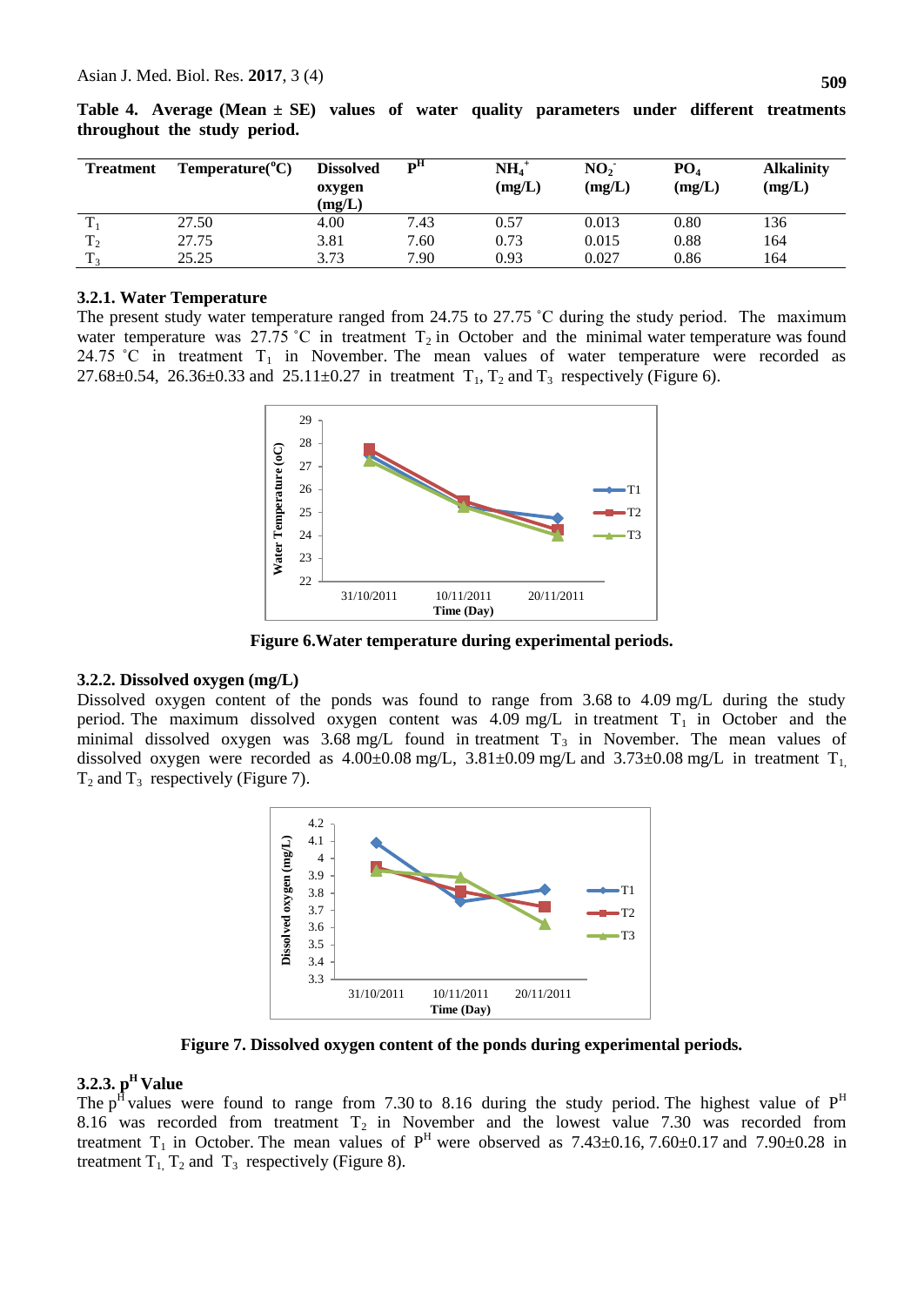**Table 4. Average (Mean ± SE) values of water quality parameters under different treatments throughout the study period.**

| Treatment | Temperature(°C) | Dissolved oxygen (mg/L) | $P^H$ | $NH_4^+$ (mg/L) | $NO_2^-$ (mg/L) | $PO_4$ (mg/L) | Alkalinity (mg/L) |
|---|---|---|---|---|---|---|---|
| $T_1$ | 27.50 | 4.00 | 7.43 | 0.57 | 0.013 | 0.80 | 136 |
| $T_2$ | 27.75 | 3.81 | 7.60 | 0.73 | 0.015 | 0.88 | 164 |
| $T_3$ | 25.25 | 3.73 | 7.90 | 0.93 | 0.027 | 0.86 | 164 |

### 3.2.1. Water Temperature

The present study water temperature ranged from 24.75 to 27.75 ˚C during the study period. The maximum water temperature was 27.75 ˚C in treatment $T_2$ in October and the minimal water temperature was found 24.75 ˚C in treatment $T_1$ in November. The mean values of water temperature were recorded as 27.68±0.54, 26.36±0.33 and 25.11±0.27 in treatment $T_1$, $T_2$ and $T_3$ respectively (Figure 6).

Water Temperature (oC)
29
28
27
26
25
24
23
22
31/10/2011
10/11/2011
20/11/2011
Time (Day)
T1
T2
T3

**Figure 6.Water temperature during experimental periods.**

### 3.2.2. Dissolved oxygen (mg/L)

Dissolved oxygen content of the ponds was found to range from 3.68 to 4.09 mg/L during the study period. The maximum dissolved oxygen content was 4.09 mg/L in treatment $T_1$ in October and the minimal dissolved oxygen was 3.68 mg/L found in treatment $T_3$ in November. The mean values of dissolved oxygen were recorded as 4.00±0.08 mg/L, 3.81±0.09 mg/L and 3.73±0.08 mg/L in treatment $T_1$, $T_2$ and $T_3$ respectively (Figure 7).

Dissolved oxygen (mg/L)
4.2
4.1
4
3.9
3.8
3.7
3.6
3.5
3.4
3.3
31/10/2011
10/11/2011
20/11/2011
Time (Day)
T1
T2
T3

**Figure 7. Dissolved oxygen content of the ponds during experimental periods.**

### 3.2.3. $p^H$ Value

The $p^H$ values were found to range from 7.30 to 8.16 during the study period. The highest value of $P^H$ 8.16 was recorded from treatment $T_2$ in November and the lowest value 7.30 was recorded from treatment $T_1$ in October. The mean values of $P^H$ were observed as 7.43±0.16, 7.60±0.17 and 7.90±0.28 in treatment $T_1$, $T_2$ and $T_3$ respectively (Figure 8).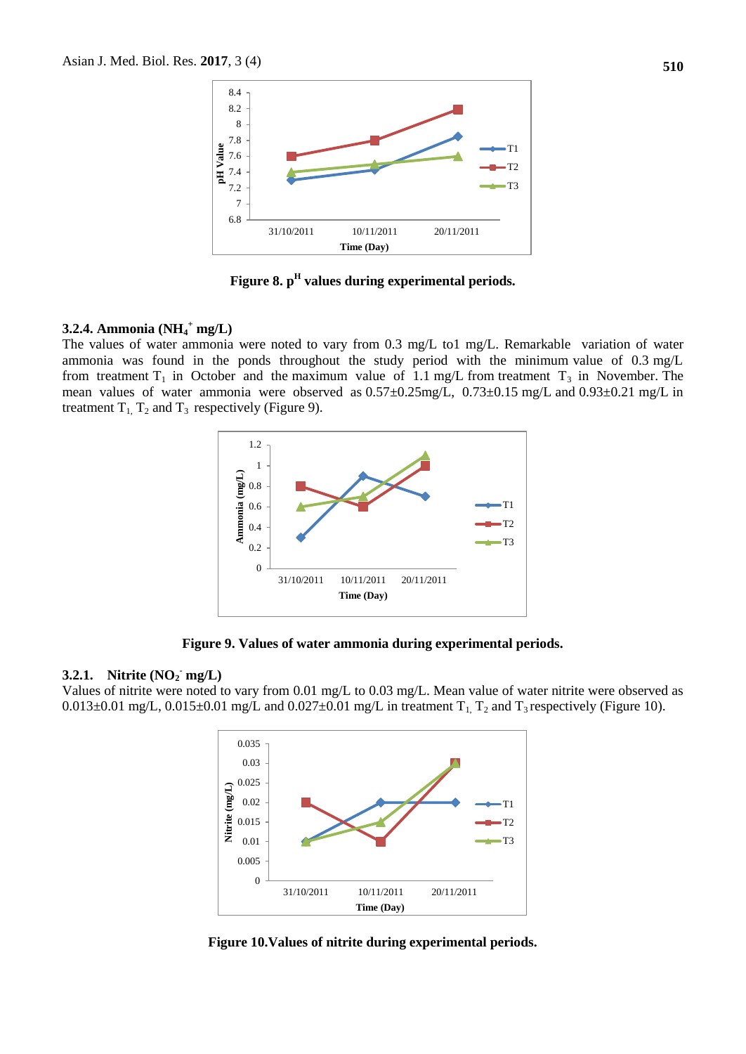8.4
8.2
8
7.8
7.6
7.4
7.2
7
6.8

pH Value

31/10/2011 10/11/2011 20/11/2011

Time (Day)

T1
T2
T3

**Figure 8. $p^H$ values during experimental periods.**

### 3.2.4. Ammonia ($NH_4^+$ mg/L)

The values of water ammonia were noted to vary from 0.3 mg/L to1 mg/L. Remarkable variation of water ammonia was found in the ponds throughout the study period with the minimum value of 0.3 mg/L from treatment $T_1$ in October and the maximum value of 1.1 mg/L from treatment $T_3$ in November. The mean values of water ammonia were observed as 0.57±0.25mg/L, 0.73±0.15 mg/L and 0.93±0.21 mg/L in treatment $T_1$, $T_2$ and $T_3$ respectively (Figure 9).

1.2
1
0.8
0.6
0.4
0.2
0

Ammonia (mg/L)

31/10/2011 10/11/2011 20/11/2011

Time (Day)

T1
T2
T3

**Figure 9. Values of water ammonia during experimental periods.**

### 3.2.1. Nitrite ($NO_2^-$ mg/L)

Values of nitrite were noted to vary from 0.01 mg/L to 0.03 mg/L. Mean value of water nitrite were observed as 0.013±0.01 mg/L, 0.015±0.01 mg/L and 0.027±0.01 mg/L in treatment $T_1$, $T_2$ and $T_3$ respectively (Figure 10).

0.035
0.03
0.025
0.02
0.015
0.01
0.005
0

Nitrite (mg/L)

31/10/2011 10/11/2011 20/11/2011

Time (Day)

T1
T2
T3

**Figure 10.Values of nitrite during experimental periods.**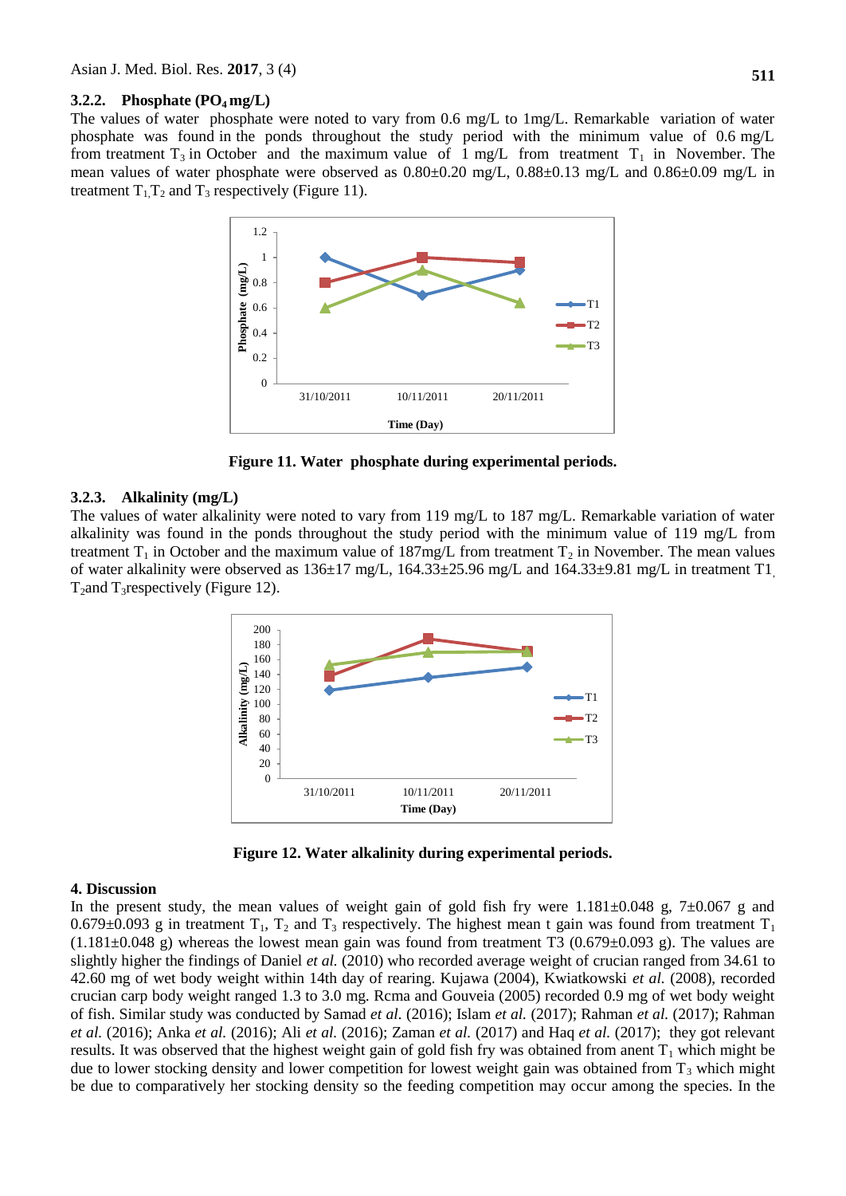### 3.2.2. Phosphate ($PO_4$ mg/L)

The values of water phosphate were noted to vary from 0.6 mg/L to 1mg/L. Remarkable variation of water phosphate was found in the ponds throughout the study period with the minimum value of 0.6 mg/L from treatment $T_3$ in October and the maximum value of 1 mg/L from treatment $T_1$ in November. The mean values of water phosphate were observed as 0.80±0.20 mg/L, 0.88±0.13 mg/L and 0.86±0.09 mg/L in treatment $T_1$, $T_2$ and $T_3$ respectively (Figure 11).

Phosphate (mg/L)
1.2
1
0.8
0.6
0.4
0.2
0
31/10/2011
10/11/2011
20/11/2011
Time (Day)
T1
T2
T3

**Figure 11. Water phosphate during experimental periods.**

### 3.2.3. Alkalinity (mg/L)

The values of water alkalinity were noted to vary from 119 mg/L to 187 mg/L. Remarkable variation of water alkalinity was found in the ponds throughout the study period with the minimum value of 119 mg/L from treatment $T_1$ in October and the maximum value of 187mg/L from treatment $T_2$ in November. The mean values of water alkalinity were observed as 136±17 mg/L, 164.33±25.96 mg/L and 164.33±9.81 mg/L in treatment T1, $T_2$ and $T_3$ respectively (Figure 12).

Alkalinity (mg/L)
200
180
160
140
120
100
80
60
40
20
0
31/10/2011
10/11/2011
20/11/2011
Time (Day)
T1
T2
T3

**Figure 12. Water alkalinity during experimental periods.**

## 4. Discussion

In the present study, the mean values of weight gain of gold fish fry were 1.181±0.048 g, 7±0.067 g and 0.679±0.093 g in treatment $T_1$, $T_2$ and $T_3$ respectively. The highest mean t gain was found from treatment $T_1$ (1.181±0.048 g) whereas the lowest mean gain was found from treatment T3 (0.679±0.093 g). The values are slightly higher the findings of Daniel *et al.* (2010) who recorded average weight of crucian ranged from 34.61 to 42.60 mg of wet body weight within 14th day of rearing. Kujawa (2004), Kwiatkowski *et al.* (2008), recorded crucian carp body weight ranged 1.3 to 3.0 mg. Rcma and Gouveia (2005) recorded 0.9 mg of wet body weight of fish. Similar study was conducted by Samad *et al.* (2016); Islam *et al.* (2017); Rahman *et al.* (2017); Rahman *et al.* (2016); Anka *et al.* (2016); Ali *et al.* (2016); Zaman *et al.* (2017) and Haq *et al.* (2017); they got relevant results. It was observed that the highest weight gain of gold fish fry was obtained from anent $T_1$ which might be due to lower stocking density and lower competition for lowest weight gain was obtained from $T_3$ which might be due to comparatively her stocking density so the feeding competition may occur among the species. In the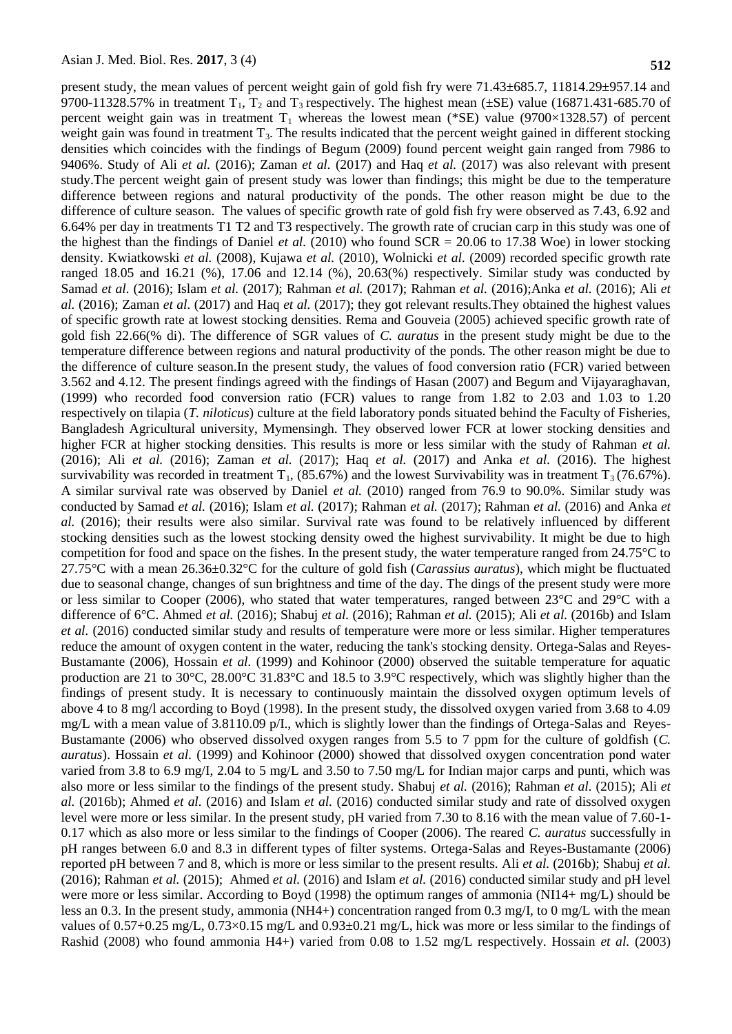present study, the mean values of percent weight gain of gold fish fry were 71.43±685.7, 11814.29±957.14 and 9700-11328.57% in treatment $T_1$, $T_2$ and $T_3$ respectively. The highest mean (±SE) value (16871.431-685.70 of percent weight gain was in treatment $T_1$ whereas the lowest mean (*SE) value (9700×1328.57) of percent weight gain was found in treatment $T_3$. The results indicated that the percent weight gained in different stocking densities which coincides with the findings of Begum (2009) found percent weight gain ranged from 7986 to 9406%. Study of Ali *et al.* (2016); Zaman *et al.* (2017) and Haq *et al.* (2017) was also relevant with present study.The percent weight gain of present study was lower than findings; this might be due to the temperature difference between regions and natural productivity of the ponds. The other reason might be due to the difference of culture season. The values of specific growth rate of gold fish fry were observed as 7.43, 6.92 and 6.64% per day in treatments T1 T2 and T3 respectively. The growth rate of crucian carp in this study was one of the highest than the findings of Daniel *et al.* (2010) who found SCR = 20.06 to 17.38 Woe) in lower stocking density. Kwiatkowski *et al.* (2008), Kujawa *et al.* (2010), Wolnicki *et al.* (2009) recorded specific growth rate ranged 18.05 and 16.21 (%), 17.06 and 12.14 (%), 20.63(%) respectively. Similar study was conducted by Samad *et al.* (2016); Islam *et al.* (2017); Rahman *et al.* (2017); Rahman *et al.* (2016);Anka *et al.* (2016); Ali *et al.* (2016); Zaman *et al.* (2017) and Haq *et al.* (2017); they got relevant results.They obtained the highest values of specific growth rate at lowest stocking densities. Rema and Gouveia (2005) achieved specific growth rate of gold fish 22.66(% di). The difference of SGR values of *C. auratus* in the present study might be due to the temperature difference between regions and natural productivity of the ponds. The other reason might be due to the difference of culture season.In the present study, the values of food conversion ratio (FCR) varied between 3.562 and 4.12. The present findings agreed with the findings of Hasan (2007) and Begum and Vijayaraghavan, (1999) who recorded food conversion ratio (FCR) values to range from 1.82 to 2.03 and 1.03 to 1.20 respectively on tilapia (*T. niloticus*) culture at the field laboratory ponds situated behind the Faculty of Fisheries, Bangladesh Agricultural university, Mymensingh. They observed lower FCR at lower stocking densities and higher FCR at higher stocking densities. This results is more or less similar with the study of Rahman *et al.* (2016); Ali *et al.* (2016); Zaman *et al.* (2017); Haq *et al.* (2017) and Anka *et al.* (2016). The highest survivability was recorded in treatment $T_1$, (85.67%) and the lowest Survivability was in treatment $T_3$ (76.67%). A similar survival rate was observed by Daniel *et al.* (2010) ranged from 76.9 to 90.0%. Similar study was conducted by Samad *et al.* (2016); Islam *et al.* (2017); Rahman *et al.* (2017); Rahman *et al.* (2016) and Anka *et al.* (2016); their results were also similar. Survival rate was found to be relatively influenced by different stocking densities such as the lowest stocking density owed the highest survivability. It might be due to high competition for food and space on the fishes. In the present study, the water temperature ranged from 24.75°C to 27.75°C with a mean 26.36±0.32°C for the culture of gold fish (*Carassius auratus*), which might be fluctuated due to seasonal change, changes of sun brightness and time of the day. The dings of the present study were more or less similar to Cooper (2006), who stated that water temperatures, ranged between 23°C and 29°C with a difference of 6°C. Ahmed *et al.* (2016); Shabuj *et al.* (2016); Rahman *et al.* (2015); Ali *et al.* (2016b) and Islam *et al.* (2016) conducted similar study and results of temperature were more or less similar. Higher temperatures reduce the amount of oxygen content in the water, reducing the tank's stocking density. Ortega-Salas and Reyes-Bustamante (2006), Hossain *et al.* (1999) and Kohinoor (2000) observed the suitable temperature for aquatic production are 21 to 30°C, 28.00°C 31.83°C and 18.5 to 3.9°C respectively, which was slightly higher than the findings of present study. It is necessary to continuously maintain the dissolved oxygen optimum levels of above 4 to 8 mg/l according to Boyd (1998). In the present study, the dissolved oxygen varied from 3.68 to 4.09 mg/L with a mean value of 3.8110.09 p/I., which is slightly lower than the findings of Ortega-Salas and Reyes-Bustamante (2006) who observed dissolved oxygen ranges from 5.5 to 7 ppm for the culture of goldfish (*C. auratus*). Hossain *et al.* (1999) and Kohinoor (2000) showed that dissolved oxygen concentration pond water varied from 3.8 to 6.9 mg/I, 2.04 to 5 mg/L and 3.50 to 7.50 mg/L for Indian major carps and punti, which was also more or less similar to the findings of the present study. Shabuj *et al.* (2016); Rahman *et al.* (2015); Ali *et al.* (2016b); Ahmed *et al.* (2016) and Islam *et al.* (2016) conducted similar study and rate of dissolved oxygen level were more or less similar. In the present study, pH varied from 7.30 to 8.16 with the mean value of 7.60-1-0.17 which as also more or less similar to the findings of Cooper (2006). The reared *C. auratus* successfully in pH ranges between 6.0 and 8.3 in different types of filter systems. Ortega-Salas and Reyes-Bustamante (2006) reported pH between 7 and 8, which is more or less similar to the present results. Ali *et al.* (2016b); Shabuj *et al.* (2016); Rahman *et al.* (2015); Ahmed *et al.* (2016) and Islam *et al.* (2016) conducted similar study and pH level were more or less similar. According to Boyd (1998) the optimum ranges of ammonia (NI14+ mg/L) should be less an 0.3. In the present study, ammonia (NH4+) concentration ranged from 0.3 mg/I, to 0 mg/L with the mean values of 0.57+0.25 mg/L, 0.73×0.15 mg/L and 0.93±0.21 mg/L, hick was more or less similar to the findings of Rashid (2008) who found ammonia H4+) varied from 0.08 to 1.52 mg/L respectively. Hossain *et al.* (2003)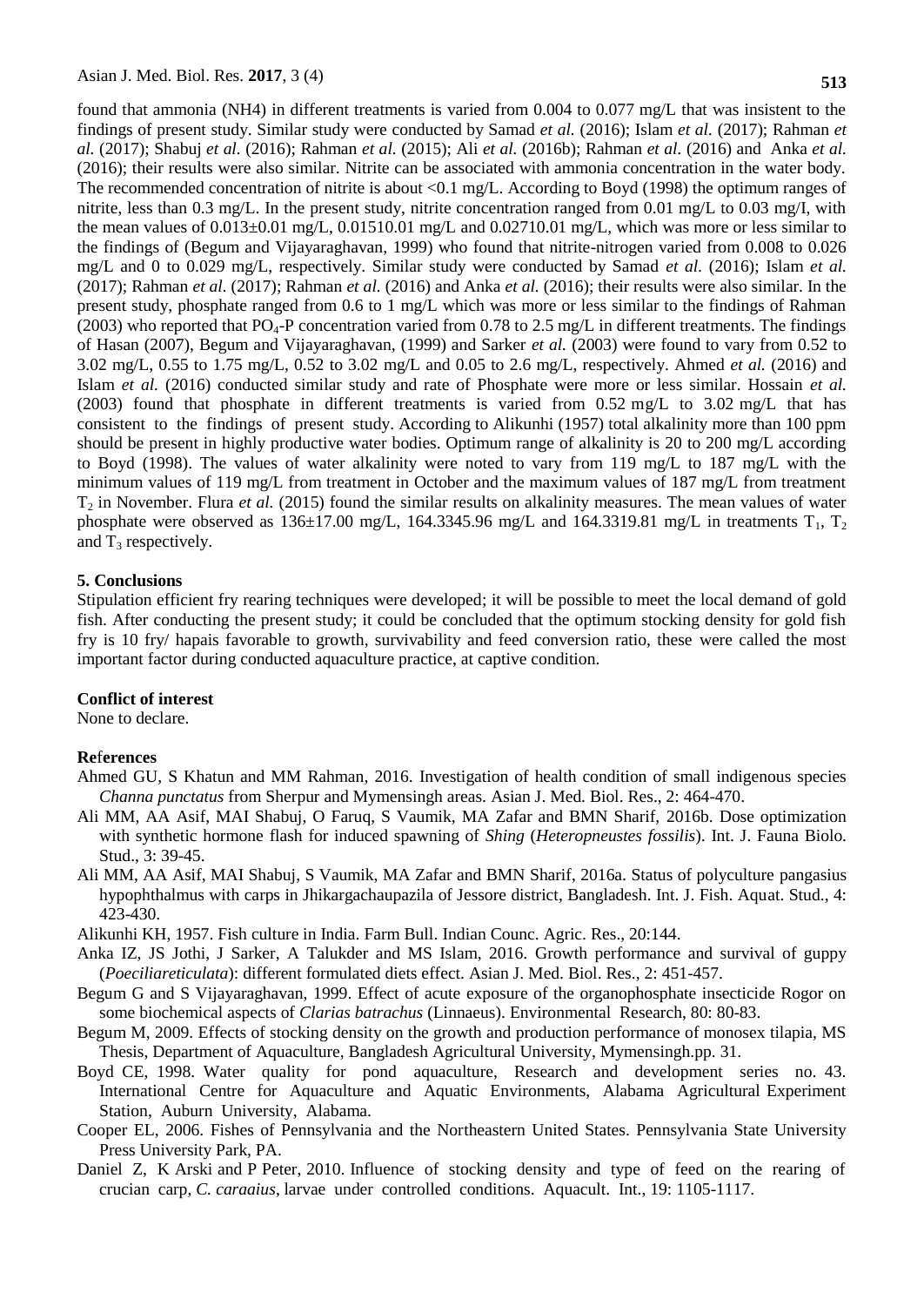found that ammonia ($NH_4$) in different treatments is varied from 0.004 to 0.077 mg/L that was insistent to the findings of present study. Similar study were conducted by Samad *et al.* (2016); Islam *et al.* (2017); Rahman *et al.* (2017); Shabuj *et al.* (2016); Rahman *et al.* (2015); Ali *et al.* (2016b); Rahman *et al.* (2016) and Anka *et al.* (2016); their results were also similar. Nitrite can be associated with ammonia concentration in the water body. The recommended concentration of nitrite is about <0.1 mg/L. According to Boyd (1998) the optimum ranges of nitrite, less than 0.3 mg/L. In the present study, nitrite concentration ranged from 0.01 mg/L to 0.03 mg/I, with the mean values of 0.013±0.01 mg/L, 0.01510.01 mg/L and 0.02710.01 mg/L, which was more or less similar to the findings of (Begum and Vijayaraghavan, 1999) who found that nitrite-nitrogen varied from 0.008 to 0.026 mg/L and 0 to 0.029 mg/L, respectively. Similar study were conducted by Samad *et al.* (2016); Islam *et al.* (2017); Rahman *et al.* (2017); Rahman *et al.* (2016) and Anka *et al.* (2016); their results were also similar. In the present study, phosphate ranged from 0.6 to 1 mg/L which was more or less similar to the findings of Rahman (2003) who reported that $PO_4$-P concentration varied from 0.78 to 2.5 mg/L in different treatments. The findings of Hasan (2007), Begum and Vijayaraghavan, (1999) and Sarker *et al.* (2003) were found to vary from 0.52 to 3.02 mg/L, 0.55 to 1.75 mg/L, 0.52 to 3.02 mg/L and 0.05 to 2.6 mg/L, respectively. Ahmed *et al.* (2016) and Islam *et al.* (2016) conducted similar study and rate of Phosphate were more or less similar. Hossain *et al.* (2003) found that phosphate in different treatments is varied from 0.52 mg/L to 3.02 mg/L that has consistent to the findings of present study. According to Alikunhi (1957) total alkalinity more than 100 ppm should be present in highly productive water bodies. Optimum range of alkalinity is 20 to 200 mg/L according to Boyd (1998). The values of water alkalinity were noted to vary from 119 mg/L to 187 mg/L with the minimum values of 119 mg/L from treatment in October and the maximum values of 187 mg/L from treatment $T_2$ in November. Flura *et al.* (2015) found the similar results on alkalinity measures. The mean values of water phosphate were observed as 136±17.00 mg/L, 164.3345.96 mg/L and 164.3319.81 mg/L in treatments $T_1$, $T_2$ and $T_3$ respectively.

## 5. Conclusions

Stipulation efficient fry rearing techniques were developed; it will be possible to meet the local demand of gold fish. After conducting the present study; it could be concluded that the optimum stocking density for gold fish fry is 10 fry/ hapais favorable to growth, survivability and feed conversion ratio, these were called the most important factor during conducted aquaculture practice, at captive condition.

## Conflict of interest

None to declare.

## References

Ahmed GU, S Khatun and MM Rahman, 2016. Investigation of health condition of small indigenous species *Channa punctatus* from Sherpur and Mymensingh areas. Asian J. Med. Biol. Res., 2: 464-470.

Ali MM, AA Asif, MAI Shabuj, O Faruq, S Vaumik, MA Zafar and BMN Sharif, 2016b. Dose optimization with synthetic hormone flash for induced spawning of *Shing* (*Heteropneustes fossilis*). Int. J. Fauna Biolo. Stud., 3: 39-45.

Ali MM, AA Asif, MAI Shabuj, S Vaumik, MA Zafar and BMN Sharif, 2016a. Status of polyculture pangasius hypophthalmus with carps in Jhikargachaupazila of Jessore district, Bangladesh. Int. J. Fish. Aquat. Stud., 4: 423-430.

Alikunhi KH, 1957. Fish culture in India. Farm Bull. Indian Counc. Agric. Res., 20:144.

Anka IZ, JS Jothi, J Sarker, A Talukder and MS Islam, 2016. Growth performance and survival of guppy (*Poeciliareticulata*): different formulated diets effect. Asian J. Med. Biol. Res., 2: 451-457.

Begum G and S Vijayaraghavan, 1999. Effect of acute exposure of the organophosphate insecticide Rogor on some biochemical aspects of *Clarias batrachus* (Linnaeus). Environmental Research, 80: 80-83.

Begum M, 2009. Effects of stocking density on the growth and production performance of monosex tilapia, MS Thesis, Department of Aquaculture, Bangladesh Agricultural University, Mymensingh.pp. 31.

Boyd CE, 1998. Water quality for pond aquaculture, Research and development series no. 43. International Centre for Aquaculture and Aquatic Environments, Alabama Agricultural Experiment Station, Auburn University, Alabama.

Cooper EL, 2006. Fishes of Pennsylvania and the Northeastern United States. Pennsylvania State University Press University Park, PA.

Daniel Z, K Arski and P Peter, 2010. Influence of stocking density and type of feed on the rearing of crucian carp, *C. caraaius*, larvae under controlled conditions. Aquacult. Int., 19: 1105-1117.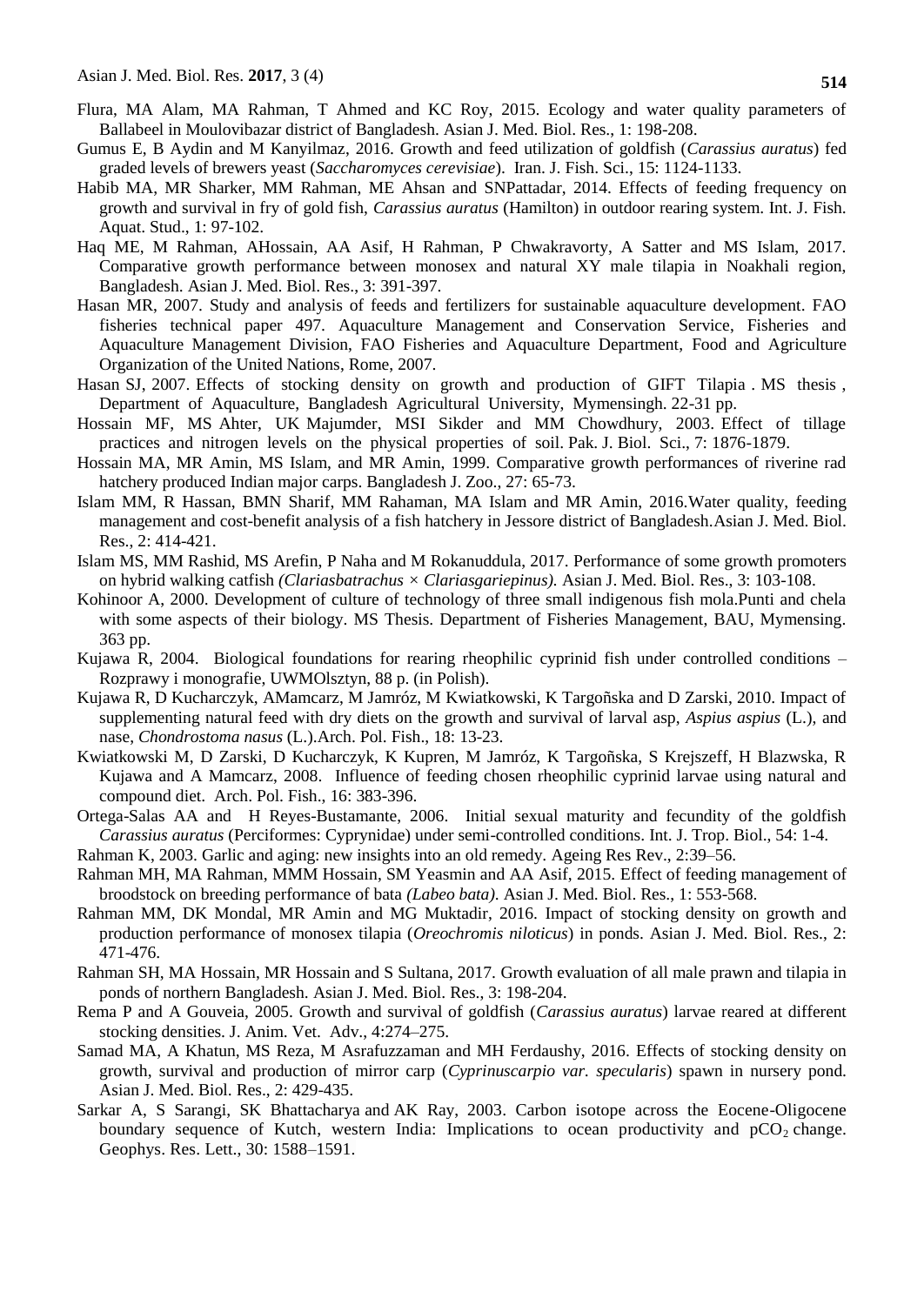Flura, MA Alam, MA Rahman, T Ahmed and KC Roy, 2015. Ecology and water quality parameters of Ballabeel in Moulovibazar district of Bangladesh. Asian J. Med. Biol. Res., 1: 198-208.

Gumus E, B Aydin and M Kanyilmaz, 2016. Growth and feed utilization of goldfish (*Carassius auratus*) fed graded levels of brewers yeast (*Saccharomyces cerevisiae*). Iran. J. Fish. Sci., 15: 1124-1133.

Habib MA, MR Sharker, MM Rahman, ME Ahsan and SNPattadar, 2014. Effects of feeding frequency on growth and survival in fry of gold fish, *Carassius auratus* (Hamilton) in outdoor rearing system. Int. J. Fish. Aquat. Stud., 1: 97-102.

Haq ME, M Rahman, AHossain, AA Asif, H Rahman, P Chwakravorty, A Satter and MS Islam, 2017. Comparative growth performance between monosex and natural XY male tilapia in Noakhali region, Bangladesh. Asian J. Med. Biol. Res., 3: 391-397.

Hasan MR, 2007. Study and analysis of feeds and fertilizers for sustainable aquaculture development. FAO fisheries technical paper 497. Aquaculture Management and Conservation Service, Fisheries and Aquaculture Management Division, FAO Fisheries and Aquaculture Department, Food and Agriculture Organization of the United Nations, Rome, 2007.

Hasan SJ, 2007. Effects of stocking density on growth and production of GIFT Tilapia . MS thesis , Department of Aquaculture, Bangladesh Agricultural University, Mymensingh. 22-31 pp.

Hossain MF, MS Ahter, UK Majumder, MSI Sikder and MM Chowdhury, 2003. Effect of tillage practices and nitrogen levels on the physical properties of soil. Pak. J. Biol. Sci., 7: 1876-1879.

Hossain MA, MR Amin, MS Islam, and MR Amin, 1999. Comparative growth performances of riverine rad hatchery produced Indian major carps. Bangladesh J. Zoo., 27: 65-73.

Islam MM, R Hassan, BMN Sharif, MM Rahaman, MA Islam and MR Amin, 2016.Water quality, feeding management and cost-benefit analysis of a fish hatchery in Jessore district of Bangladesh.Asian J. Med. Biol. Res., 2: 414-421.

Islam MS, MM Rashid, MS Arefin, P Naha and M Rokanuddula, 2017. Performance of some growth promoters on hybrid walking catfish *(Clariasbatrachus × Clariasgariepinus).* Asian J. Med. Biol. Res., 3: 103-108.

Kohinoor A, 2000. Development of culture of technology of three small indigenous fish mola.Punti and chela with some aspects of their biology. MS Thesis. Department of Fisheries Management, BAU, Mymensing. 363 pp.

Kujawa R, 2004. Biological foundations for rearing rheophilic cyprinid fish under controlled conditions – Rozprawy i monografie, UWMOlsztyn, 88 p. (in Polish).

Kujawa R, D Kucharczyk, AMamcarz, M Jamróz, M Kwiatkowski, K Targoñska and D Zarski, 2010. Impact of supplementing natural feed with dry diets on the growth and survival of larval asp, *Aspius aspius* (L.), and nase, *Chondrostoma nasus* (L.).Arch. Pol. Fish., 18: 13-23.

Kwiatkowski M, D Zarski, D Kucharczyk, K Kupren, M Jamróz, K Targoñska, S Krejszeff, H Blazwska, R Kujawa and A Mamcarz, 2008. Influence of feeding chosen rheophilic cyprinid larvae using natural and compound diet. Arch. Pol. Fish., 16: 383-396.

Ortega-Salas AA and H Reyes-Bustamante, 2006. Initial sexual maturity and fecundity of the goldfish *Carassius auratus* (Perciformes: Cyprynidae) under semi-controlled conditions. Int. J. Trop. Biol., 54: 1-4.

Rahman K, 2003. Garlic and aging: new insights into an old remedy. Ageing Res Rev., 2:39–56.

Rahman MH, MA Rahman, MMM Hossain, SM Yeasmin and AA Asif, 2015. Effect of feeding management of broodstock on breeding performance of bata *(Labeo bata)*. Asian J. Med. Biol. Res., 1: 553-568.

Rahman MM, DK Mondal, MR Amin and MG Muktadir, 2016. Impact of stocking density on growth and production performance of monosex tilapia (*Oreochromis niloticus*) in ponds. Asian J. Med. Biol. Res., 2: 471-476.

Rahman SH, MA Hossain, MR Hossain and S Sultana, 2017. Growth evaluation of all male prawn and tilapia in ponds of northern Bangladesh. Asian J. Med. Biol. Res., 3: 198-204.

Rema P and A Gouveia, 2005. Growth and survival of goldfish (*Carassius auratus*) larvae reared at different stocking densities. J. Anim. Vet. Adv., 4:274–275.

Samad MA, A Khatun, MS Reza, M Asrafuzzaman and MH Ferdaushy, 2016. Effects of stocking density on growth, survival and production of mirror carp (*Cyprinuscarpio var. specularis*) spawn in nursery pond. Asian J. Med. Biol. Res., 2: 429-435.

Sarkar A, S Sarangi, SK Bhattacharya and AK Ray, 2003. Carbon isotope across the Eocene-Oligocene boundary sequence of Kutch, western India: Implications to ocean productivity and $pCO_2$ change. Geophys. Res. Lett., 30: 1588–1591.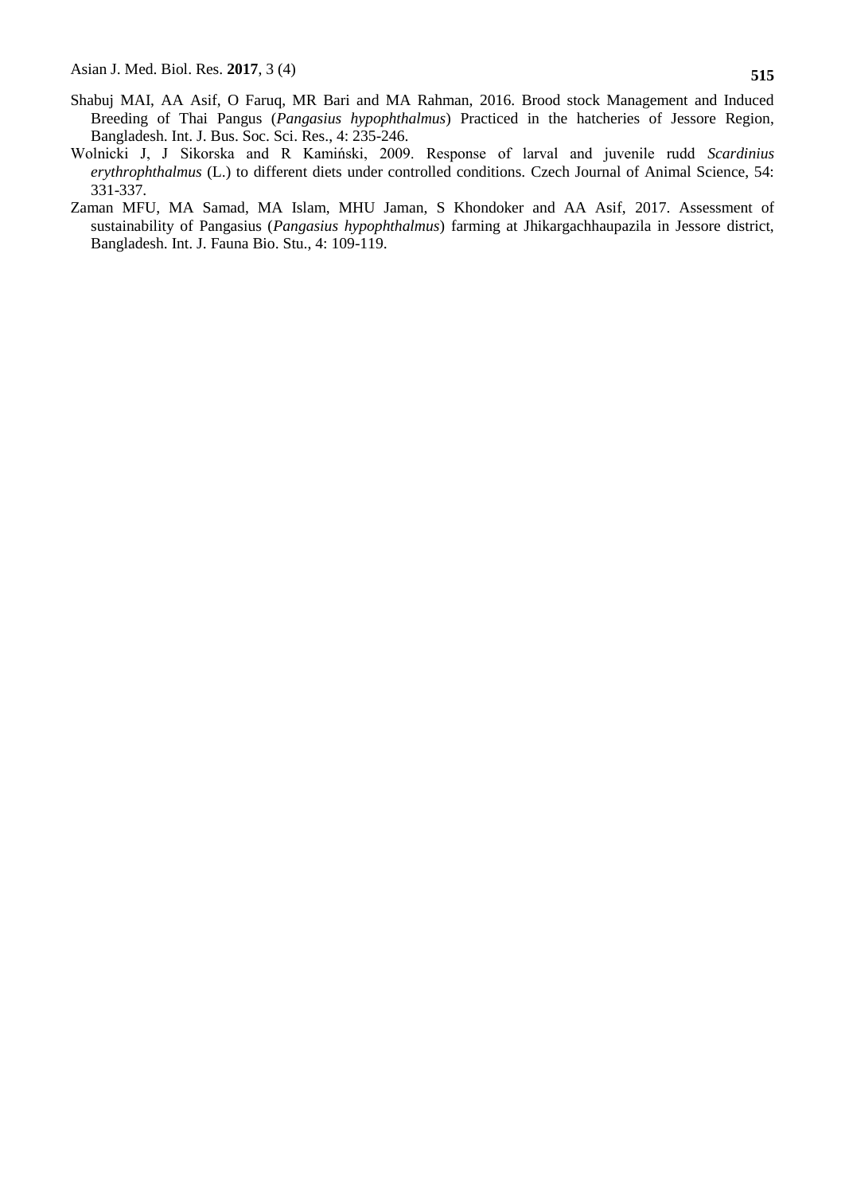Shabuj MAI, AA Asif, O Faruq, MR Bari and MA Rahman, 2016. Brood stock Management and Induced Breeding of Thai Pangus (*Pangasius hypophthalmus*) Practiced in the hatcheries of Jessore Region, Bangladesh. Int. J. Bus. Soc. Sci. Res., 4: 235-246.

Wolnicki J, J Sikorska and R Kamiński, 2009. Response of larval and juvenile rudd *Scardinius erythrophthalmus* (L.) to different diets under controlled conditions. Czech Journal of Animal Science, 54: 331-337.

Zaman MFU, MA Samad, MA Islam, MHU Jaman, S Khondoker and AA Asif, 2017. Assessment of sustainability of Pangasius (*Pangasius hypophthalmus*) farming at Jhikargachhaupazila in Jessore district, Bangladesh. Int. J. Fauna Bio. Stu., 4: 109-119.